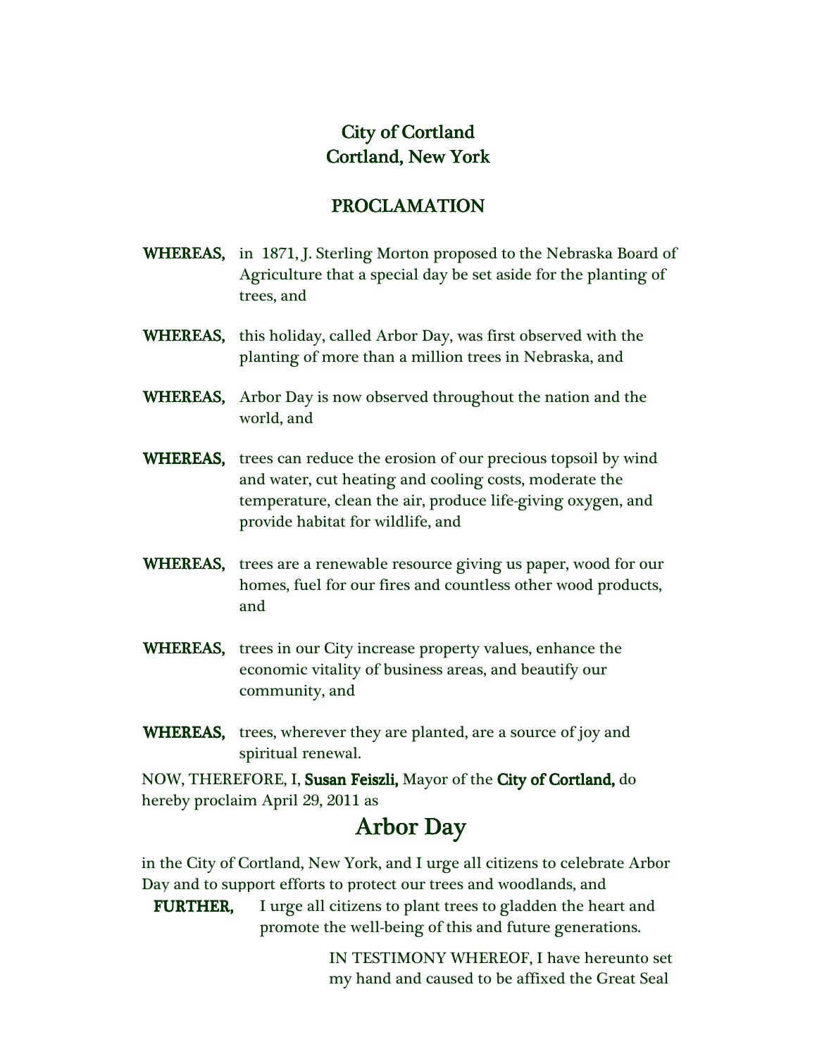# City of Cortland
# Cortland, New York

## PROCLAMATION

**WHEREAS,** in 1871, J. Sterling Morton proposed to the Nebraska Board of Agriculture that a special day be set aside for the planting of trees, and

**WHEREAS,** this holiday, called Arbor Day, was first observed with the planting of more than a million trees in Nebraska, and

**WHEREAS,** Arbor Day is now observed throughout the nation and the world, and

**WHEREAS,** trees can reduce the erosion of our precious topsoil by wind and water, cut heating and cooling costs, moderate the temperature, clean the air, produce life-giving oxygen, and provide habitat for wildlife, and

**WHEREAS,** trees are a renewable resource giving us paper, wood for our homes, fuel for our fires and countless other wood products, and

**WHEREAS,** trees in our City increase property values, enhance the economic vitality of business areas, and beautify our community, and

**WHEREAS,** trees, wherever they are planted, are a source of joy and spiritual renewal.

NOW, THEREFORE, I, **Susan Feiszli,** Mayor of the **City of Cortland,** do hereby proclaim April 29, 2011 as

# Arbor Day

in the City of Cortland, New York, and I urge all citizens to celebrate Arbor Day and to support efforts to protect our trees and woodlands, and

**FURTHER,** I urge all citizens to plant trees to gladden the heart and promote the well-being of this and future generations.

IN TESTIMONY WHEREOF, I have hereunto set my hand and caused to be affixed the Great Seal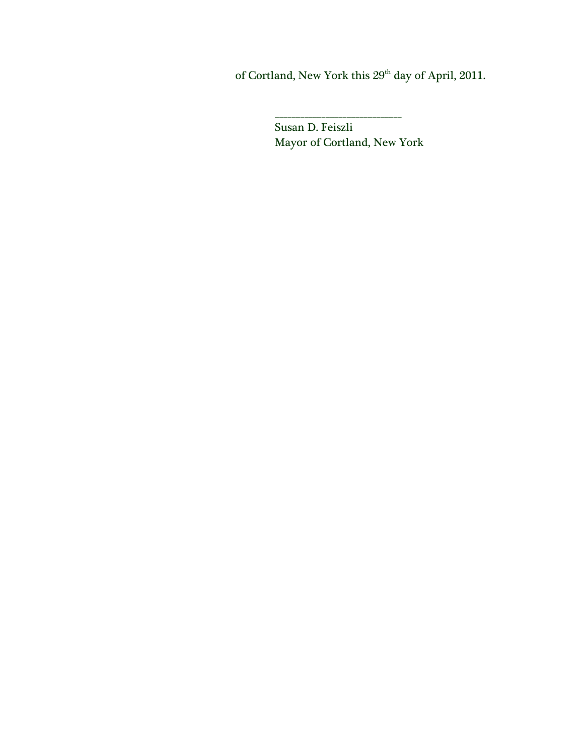of Cortland, New York this 29th day of April, 2011.

___________________________

Susan D. Feiszli
Mayor of Cortland, New York